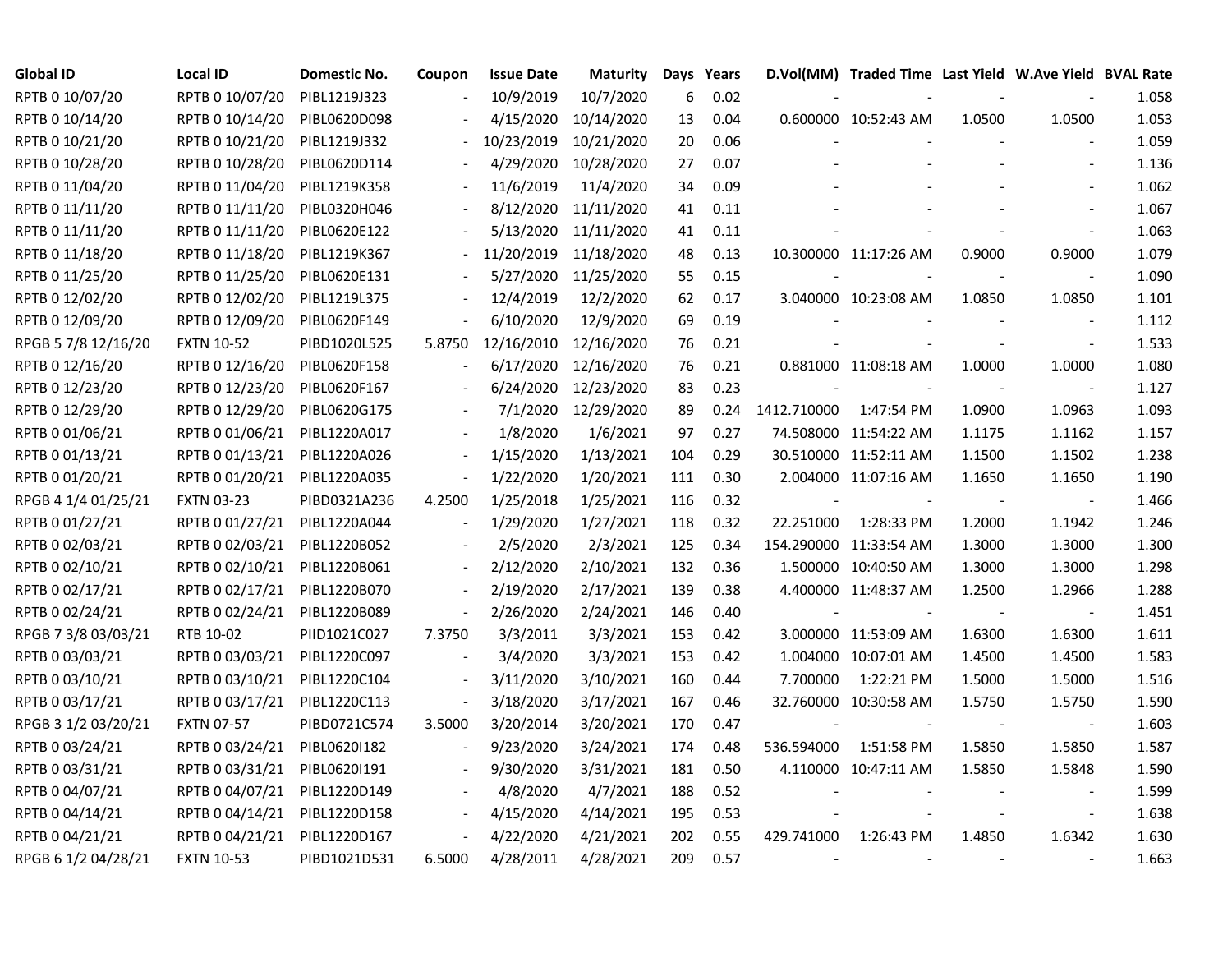| Global ID | Local ID | Domestic No. | Coupon | Issue Date | Maturity | Days | Years | D.Vol(MM) | Traded Time | Last Yield | W.Ave Yield | BVAL Rate |
|---|---|---|---|---|---|---|---|---|---|---|---|---|
| RPTB 0 10/07/20 | RPTB 0 10/07/20 | PIBL1219J323 | - | 10/9/2019 | 10/7/2020 | 6 | 0.02 | - | - | - | - | 1.058 |
| RPTB 0 10/14/20 | RPTB 0 10/14/20 | PIBL0620D098 | - | 4/15/2020 | 10/14/2020 | 13 | 0.04 | 0.600000 | 10:52:43 AM | 1.0500 | 1.0500 | 1.053 |
| RPTB 0 10/21/20 | RPTB 0 10/21/20 | PIBL1219J332 | - | 10/23/2019 | 10/21/2020 | 20 | 0.06 | - | - | - | - | 1.059 |
| RPTB 0 10/28/20 | RPTB 0 10/28/20 | PIBL0620D114 | - | 4/29/2020 | 10/28/2020 | 27 | 0.07 | - | - | - | - | 1.136 |
| RPTB 0 11/04/20 | RPTB 0 11/04/20 | PIBL1219K358 | - | 11/6/2019 | 11/4/2020 | 34 | 0.09 | - | - | - | - | 1.062 |
| RPTB 0 11/11/20 | RPTB 0 11/11/20 | PIBL0320H046 | - | 8/12/2020 | 11/11/2020 | 41 | 0.11 | - | - | - | - | 1.067 |
| RPTB 0 11/11/20 | RPTB 0 11/11/20 | PIBL0620E122 | - | 5/13/2020 | 11/11/2020 | 41 | 0.11 | - | - | - | - | 1.063 |
| RPTB 0 11/18/20 | RPTB 0 11/18/20 | PIBL1219K367 | - | 11/20/2019 | 11/18/2020 | 48 | 0.13 | 10.300000 | 11:17:26 AM | 0.9000 | 0.9000 | 1.079 |
| RPTB 0 11/25/20 | RPTB 0 11/25/20 | PIBL0620E131 | - | 5/27/2020 | 11/25/2020 | 55 | 0.15 | - | - | - | - | 1.090 |
| RPTB 0 12/02/20 | RPTB 0 12/02/20 | PIBL1219L375 | - | 12/4/2019 | 12/2/2020 | 62 | 0.17 | 3.040000 | 10:23:08 AM | 1.0850 | 1.0850 | 1.101 |
| RPTB 0 12/09/20 | RPTB 0 12/09/20 | PIBL0620F149 | - | 6/10/2020 | 12/9/2020 | 69 | 0.19 | - | - | - | - | 1.112 |
| RPGB 5 7/8 12/16/20 | FXTN 10-52 | PIBD1020L525 | 5.8750 | 12/16/2010 | 12/16/2020 | 76 | 0.21 | - | - | - | - | 1.533 |
| RPTB 0 12/16/20 | RPTB 0 12/16/20 | PIBL0620F158 | - | 6/17/2020 | 12/16/2020 | 76 | 0.21 | 0.881000 | 11:08:18 AM | 1.0000 | 1.0000 | 1.080 |
| RPTB 0 12/23/20 | RPTB 0 12/23/20 | PIBL0620F167 | - | 6/24/2020 | 12/23/2020 | 83 | 0.23 | - | - | - | - | 1.127 |
| RPTB 0 12/29/20 | RPTB 0 12/29/20 | PIBL0620G175 | - | 7/1/2020 | 12/29/2020 | 89 | 0.24 | 1412.710000 | 1:47:54 PM | 1.0900 | 1.0963 | 1.093 |
| RPTB 0 01/06/21 | RPTB 0 01/06/21 | PIBL1220A017 | - | 1/8/2020 | 1/6/2021 | 97 | 0.27 | 74.508000 | 11:54:22 AM | 1.1175 | 1.1162 | 1.157 |
| RPTB 0 01/13/21 | RPTB 0 01/13/21 | PIBL1220A026 | - | 1/15/2020 | 1/13/2021 | 104 | 0.29 | 30.510000 | 11:52:11 AM | 1.1500 | 1.1502 | 1.238 |
| RPTB 0 01/20/21 | RPTB 0 01/20/21 | PIBL1220A035 | - | 1/22/2020 | 1/20/2021 | 111 | 0.30 | 2.004000 | 11:07:16 AM | 1.1650 | 1.1650 | 1.190 |
| RPGB 4 1/4 01/25/21 | FXTN 03-23 | PIBD0321A236 | 4.2500 | 1/25/2018 | 1/25/2021 | 116 | 0.32 | - | - | - | - | 1.466 |
| RPTB 0 01/27/21 | RPTB 0 01/27/21 | PIBL1220A044 | - | 1/29/2020 | 1/27/2021 | 118 | 0.32 | 22.251000 | 1:28:33 PM | 1.2000 | 1.1942 | 1.246 |
| RPTB 0 02/03/21 | RPTB 0 02/03/21 | PIBL1220B052 | - | 2/5/2020 | 2/3/2021 | 125 | 0.34 | 154.290000 | 11:33:54 AM | 1.3000 | 1.3000 | 1.300 |
| RPTB 0 02/10/21 | RPTB 0 02/10/21 | PIBL1220B061 | - | 2/12/2020 | 2/10/2021 | 132 | 0.36 | 1.500000 | 10:40:50 AM | 1.3000 | 1.3000 | 1.298 |
| RPTB 0 02/17/21 | RPTB 0 02/17/21 | PIBL1220B070 | - | 2/19/2020 | 2/17/2021 | 139 | 0.38 | 4.400000 | 11:48:37 AM | 1.2500 | 1.2966 | 1.288 |
| RPTB 0 02/24/21 | RPTB 0 02/24/21 | PIBL1220B089 | - | 2/26/2020 | 2/24/2021 | 146 | 0.40 | - | - | - | - | 1.451 |
| RPGB 7 3/8 03/03/21 | RTB 10-02 | PIID1021C027 | 7.3750 | 3/3/2011 | 3/3/2021 | 153 | 0.42 | 3.000000 | 11:53:09 AM | 1.6300 | 1.6300 | 1.611 |
| RPTB 0 03/03/21 | RPTB 0 03/03/21 | PIBL1220C097 | - | 3/4/2020 | 3/3/2021 | 153 | 0.42 | 1.004000 | 10:07:01 AM | 1.4500 | 1.4500 | 1.583 |
| RPTB 0 03/10/21 | RPTB 0 03/10/21 | PIBL1220C104 | - | 3/11/2020 | 3/10/2021 | 160 | 0.44 | 7.700000 | 1:22:21 PM | 1.5000 | 1.5000 | 1.516 |
| RPTB 0 03/17/21 | RPTB 0 03/17/21 | PIBL1220C113 | - | 3/18/2020 | 3/17/2021 | 167 | 0.46 | 32.760000 | 10:30:58 AM | 1.5750 | 1.5750 | 1.590 |
| RPGB 3 1/2 03/20/21 | FXTN 07-57 | PIBD0721C574 | 3.5000 | 3/20/2014 | 3/20/2021 | 170 | 0.47 | - | - | - | - | 1.603 |
| RPTB 0 03/24/21 | RPTB 0 03/24/21 | PIBL0620I182 | - | 9/23/2020 | 3/24/2021 | 174 | 0.48 | 536.594000 | 1:51:58 PM | 1.5850 | 1.5850 | 1.587 |
| RPTB 0 03/31/21 | RPTB 0 03/31/21 | PIBL0620I191 | - | 9/30/2020 | 3/31/2021 | 181 | 0.50 | 4.110000 | 10:47:11 AM | 1.5850 | 1.5848 | 1.590 |
| RPTB 0 04/07/21 | RPTB 0 04/07/21 | PIBL1220D149 | - | 4/8/2020 | 4/7/2021 | 188 | 0.52 | - | - | - | - | 1.599 |
| RPTB 0 04/14/21 | RPTB 0 04/14/21 | PIBL1220D158 | - | 4/15/2020 | 4/14/2021 | 195 | 0.53 | - | - | - | - | 1.638 |
| RPTB 0 04/21/21 | RPTB 0 04/21/21 | PIBL1220D167 | - | 4/22/2020 | 4/21/2021 | 202 | 0.55 | 429.741000 | 1:26:43 PM | 1.4850 | 1.6342 | 1.630 |
| RPGB 6 1/2 04/28/21 | FXTN 10-53 | PIBD1021D531 | 6.5000 | 4/28/2011 | 4/28/2021 | 209 | 0.57 | - | - | - | - | 1.663 |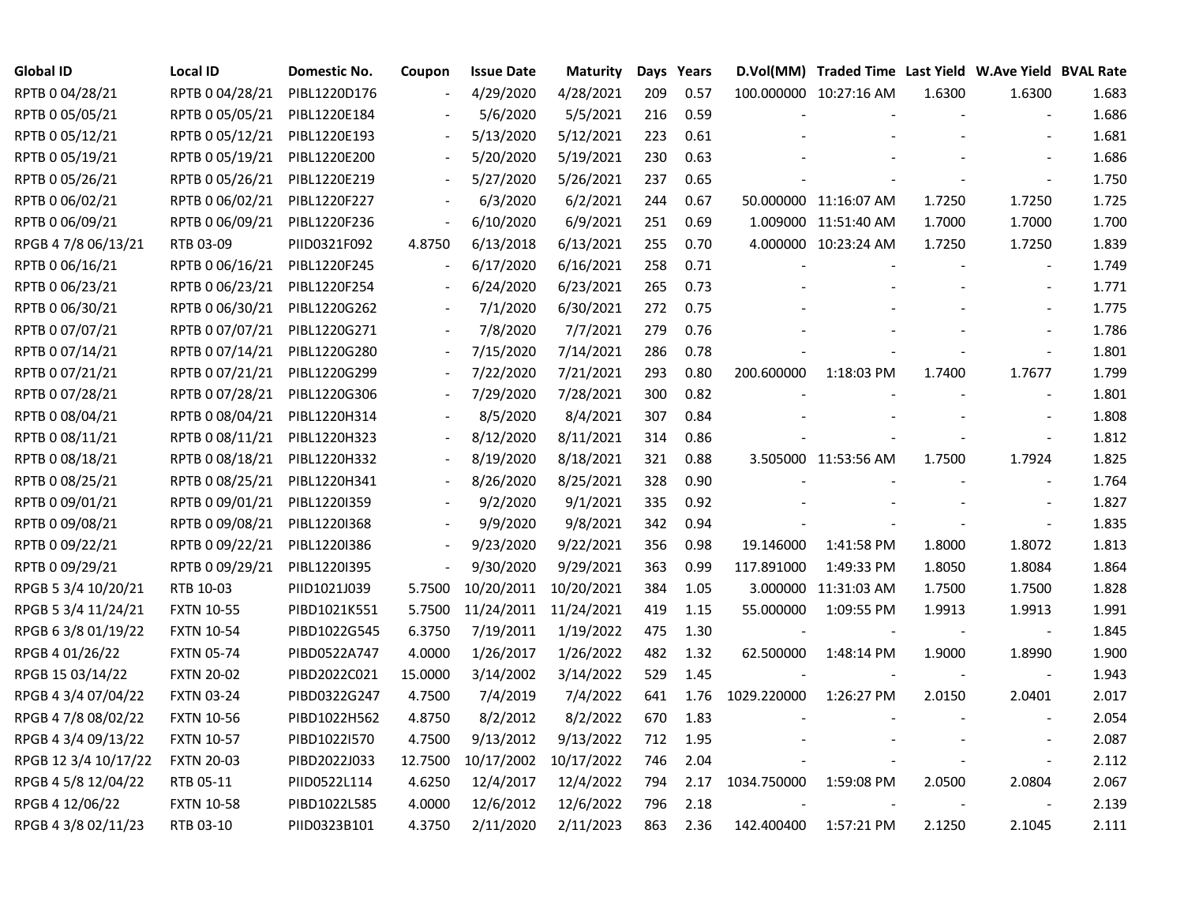| Global ID | Local ID | Domestic No. | Coupon | Issue Date | Maturity | Days | Years | D.Vol(MM) | Traded Time | Last Yield | W.Ave Yield | BVAL Rate |
|---|---|---|---|---|---|---|---|---|---|---|---|---|
| RPTB 0 04/28/21 | RPTB 0 04/28/21 | PIBL1220D176 | - | 4/29/2020 | 4/28/2021 | 209 | 0.57 | 100.000000 | 10:27:16 AM | 1.6300 | 1.6300 | 1.683 |
| RPTB 0 05/05/21 | RPTB 0 05/05/21 | PIBL1220E184 | - | 5/6/2020 | 5/5/2021 | 216 | 0.59 | - | - | - | - | 1.686 |
| RPTB 0 05/12/21 | RPTB 0 05/12/21 | PIBL1220E193 | - | 5/13/2020 | 5/12/2021 | 223 | 0.61 | - | - | - | - | 1.681 |
| RPTB 0 05/19/21 | RPTB 0 05/19/21 | PIBL1220E200 | - | 5/20/2020 | 5/19/2021 | 230 | 0.63 | - | - | - | - | 1.686 |
| RPTB 0 05/26/21 | RPTB 0 05/26/21 | PIBL1220E219 | - | 5/27/2020 | 5/26/2021 | 237 | 0.65 | - | - | - | - | 1.750 |
| RPTB 0 06/02/21 | RPTB 0 06/02/21 | PIBL1220F227 | - | 6/3/2020 | 6/2/2021 | 244 | 0.67 | 50.000000 | 11:16:07 AM | 1.7250 | 1.7250 | 1.725 |
| RPTB 0 06/09/21 | RPTB 0 06/09/21 | PIBL1220F236 | - | 6/10/2020 | 6/9/2021 | 251 | 0.69 | 1.009000 | 11:51:40 AM | 1.7000 | 1.7000 | 1.700 |
| RPGB 4 7/8 06/13/21 | RTB 03-09 | PIID0321F092 | 4.8750 | 6/13/2018 | 6/13/2021 | 255 | 0.70 | 4.000000 | 10:23:24 AM | 1.7250 | 1.7250 | 1.839 |
| RPTB 0 06/16/21 | RPTB 0 06/16/21 | PIBL1220F245 | - | 6/17/2020 | 6/16/2021 | 258 | 0.71 | - | - | - | - | 1.749 |
| RPTB 0 06/23/21 | RPTB 0 06/23/21 | PIBL1220F254 | - | 6/24/2020 | 6/23/2021 | 265 | 0.73 | - | - | - | - | 1.771 |
| RPTB 0 06/30/21 | RPTB 0 06/30/21 | PIBL1220G262 | - | 7/1/2020 | 6/30/2021 | 272 | 0.75 | - | - | - | - | 1.775 |
| RPTB 0 07/07/21 | RPTB 0 07/07/21 | PIBL1220G271 | - | 7/8/2020 | 7/7/2021 | 279 | 0.76 | - | - | - | - | 1.786 |
| RPTB 0 07/14/21 | RPTB 0 07/14/21 | PIBL1220G280 | - | 7/15/2020 | 7/14/2021 | 286 | 0.78 | - | - | - | - | 1.801 |
| RPTB 0 07/21/21 | RPTB 0 07/21/21 | PIBL1220G299 | - | 7/22/2020 | 7/21/2021 | 293 | 0.80 | 200.600000 | 1:18:03 PM | 1.7400 | 1.7677 | 1.799 |
| RPTB 0 07/28/21 | RPTB 0 07/28/21 | PIBL1220G306 | - | 7/29/2020 | 7/28/2021 | 300 | 0.82 | - | - | - | - | 1.801 |
| RPTB 0 08/04/21 | RPTB 0 08/04/21 | PIBL1220H314 | - | 8/5/2020 | 8/4/2021 | 307 | 0.84 | - | - | - | - | 1.808 |
| RPTB 0 08/11/21 | RPTB 0 08/11/21 | PIBL1220H323 | - | 8/12/2020 | 8/11/2021 | 314 | 0.86 | - | - | - | - | 1.812 |
| RPTB 0 08/18/21 | RPTB 0 08/18/21 | PIBL1220H332 | - | 8/19/2020 | 8/18/2021 | 321 | 0.88 | 3.505000 | 11:53:56 AM | 1.7500 | 1.7924 | 1.825 |
| RPTB 0 08/25/21 | RPTB 0 08/25/21 | PIBL1220H341 | - | 8/26/2020 | 8/25/2021 | 328 | 0.90 | - | - | - | - | 1.764 |
| RPTB 0 09/01/21 | RPTB 0 09/01/21 | PIBL1220I359 | - | 9/2/2020 | 9/1/2021 | 335 | 0.92 | - | - | - | - | 1.827 |
| RPTB 0 09/08/21 | RPTB 0 09/08/21 | PIBL1220I368 | - | 9/9/2020 | 9/8/2021 | 342 | 0.94 | - | - | - | - | 1.835 |
| RPTB 0 09/22/21 | RPTB 0 09/22/21 | PIBL1220I386 | - | 9/23/2020 | 9/22/2021 | 356 | 0.98 | 19.146000 | 1:41:58 PM | 1.8000 | 1.8072 | 1.813 |
| RPTB 0 09/29/21 | RPTB 0 09/29/21 | PIBL1220I395 | - | 9/30/2020 | 9/29/2021 | 363 | 0.99 | 117.891000 | 1:49:33 PM | 1.8050 | 1.8084 | 1.864 |
| RPGB 5 3/4 10/20/21 | RTB 10-03 | PIID1021J039 | 5.7500 | 10/20/2011 | 10/20/2021 | 384 | 1.05 | 3.000000 | 11:31:03 AM | 1.7500 | 1.7500 | 1.828 |
| RPGB 5 3/4 11/24/21 | FXTN 10-55 | PIBD1021K551 | 5.7500 | 11/24/2011 | 11/24/2021 | 419 | 1.15 | 55.000000 | 1:09:55 PM | 1.9913 | 1.9913 | 1.991 |
| RPGB 6 3/8 01/19/22 | FXTN 10-54 | PIBD1022G545 | 6.3750 | 7/19/2011 | 1/19/2022 | 475 | 1.30 | - | - | - | - | 1.845 |
| RPGB 4 01/26/22 | FXTN 05-74 | PIBD0522A747 | 4.0000 | 1/26/2017 | 1/26/2022 | 482 | 1.32 | 62.500000 | 1:48:14 PM | 1.9000 | 1.8990 | 1.900 |
| RPGB 15 03/14/22 | FXTN 20-02 | PIBD2022C021 | 15.0000 | 3/14/2002 | 3/14/2022 | 529 | 1.45 | - | - | - | - | 1.943 |
| RPGB 4 3/4 07/04/22 | FXTN 03-24 | PIBD0322G247 | 4.7500 | 7/4/2019 | 7/4/2022 | 641 | 1.76 | 1029.220000 | 1:26:27 PM | 2.0150 | 2.0401 | 2.017 |
| RPGB 4 7/8 08/02/22 | FXTN 10-56 | PIBD1022H562 | 4.8750 | 8/2/2012 | 8/2/2022 | 670 | 1.83 | - | - | - | - | 2.054 |
| RPGB 4 3/4 09/13/22 | FXTN 10-57 | PIBD1022I570 | 4.7500 | 9/13/2012 | 9/13/2022 | 712 | 1.95 | - | - | - | - | 2.087 |
| RPGB 12 3/4 10/17/22 | FXTN 20-03 | PIBD2022J033 | 12.7500 | 10/17/2002 | 10/17/2022 | 746 | 2.04 | - | - | - | - | 2.112 |
| RPGB 4 5/8 12/04/22 | RTB 05-11 | PIID0522L114 | 4.6250 | 12/4/2017 | 12/4/2022 | 794 | 2.17 | 1034.750000 | 1:59:08 PM | 2.0500 | 2.0804 | 2.067 |
| RPGB 4 12/06/22 | FXTN 10-58 | PIBD1022L585 | 4.0000 | 12/6/2012 | 12/6/2022 | 796 | 2.18 | - | - | - | - | 2.139 |
| RPGB 4 3/8 02/11/23 | RTB 03-10 | PIID0323B101 | 4.3750 | 2/11/2020 | 2/11/2023 | 863 | 2.36 | 142.400400 | 1:57:21 PM | 2.1250 | 2.1045 | 2.111 |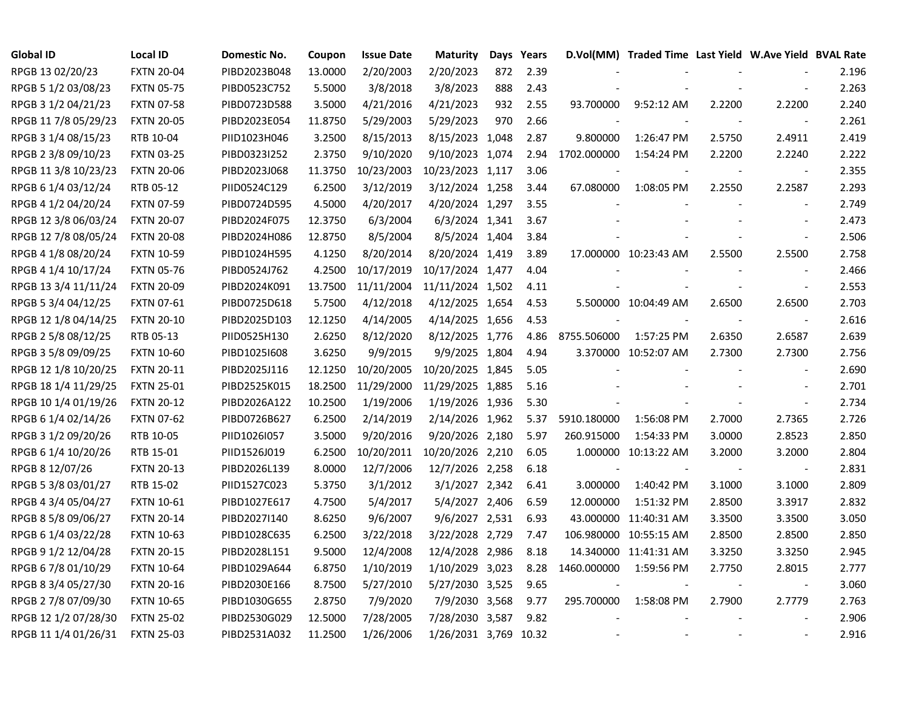| Global ID | Local ID | Domestic No. | Coupon | Issue Date | Maturity | Days | Years | D.Vol(MM) | Traded Time | Last Yield | W.Ave Yield | BVAL Rate |
|---|---|---|---|---|---|---|---|---|---|---|---|---|
| RPGB 13 02/20/23 | FXTN 20-04 | PIBD2023B048 | 13.0000 | 2/20/2003 | 2/20/2023 | 872 | 2.39 | - | - | - | - | 2.196 |
| RPGB 5 1/2 03/08/23 | FXTN 05-75 | PIBD0523C752 | 5.5000 | 3/8/2018 | 3/8/2023 | 888 | 2.43 | - | - | - | - | 2.263 |
| RPGB 3 1/2 04/21/23 | FXTN 07-58 | PIBD0723D588 | 3.5000 | 4/21/2016 | 4/21/2023 | 932 | 2.55 | 93.700000 | 9:52:12 AM | 2.2200 | 2.2200 | 2.240 |
| RPGB 11 7/8 05/29/23 | FXTN 20-05 | PIBD2023E054 | 11.8750 | 5/29/2003 | 5/29/2023 | 970 | 2.66 | - | - | - | - | 2.261 |
| RPGB 3 1/4 08/15/23 | RTB 10-04 | PIID1023H046 | 3.2500 | 8/15/2013 | 8/15/2023 | 1,048 | 2.87 | 9.800000 | 1:26:47 PM | 2.5750 | 2.4911 | 2.419 |
| RPGB 2 3/8 09/10/23 | FXTN 03-25 | PIBD0323I252 | 2.3750 | 9/10/2020 | 9/10/2023 | 1,074 | 2.94 | 1702.000000 | 1:54:24 PM | 2.2200 | 2.2240 | 2.222 |
| RPGB 11 3/8 10/23/23 | FXTN 20-06 | PIBD2023J068 | 11.3750 | 10/23/2003 | 10/23/2023 | 1,117 | 3.06 | - | - | - | - | 2.355 |
| RPGB 6 1/4 03/12/24 | RTB 05-12 | PIID0524C129 | 6.2500 | 3/12/2019 | 3/12/2024 | 1,258 | 3.44 | 67.080000 | 1:08:05 PM | 2.2550 | 2.2587 | 2.293 |
| RPGB 4 1/2 04/20/24 | FXTN 07-59 | PIBD0724D595 | 4.5000 | 4/20/2017 | 4/20/2024 | 1,297 | 3.55 | - | - | - | - | 2.749 |
| RPGB 12 3/8 06/03/24 | FXTN 20-07 | PIBD2024F075 | 12.3750 | 6/3/2004 | 6/3/2024 | 1,341 | 3.67 | - | - | - | - | 2.473 |
| RPGB 12 7/8 08/05/24 | FXTN 20-08 | PIBD2024H086 | 12.8750 | 8/5/2004 | 8/5/2024 | 1,404 | 3.84 | - | - | - | - | 2.506 |
| RPGB 4 1/8 08/20/24 | FXTN 10-59 | PIBD1024H595 | 4.1250 | 8/20/2014 | 8/20/2024 | 1,419 | 3.89 | 17.000000 | 10:23:43 AM | 2.5500 | 2.5500 | 2.758 |
| RPGB 4 1/4 10/17/24 | FXTN 05-76 | PIBD0524J762 | 4.2500 | 10/17/2019 | 10/17/2024 | 1,477 | 4.04 | - | - | - | - | 2.466 |
| RPGB 13 3/4 11/11/24 | FXTN 20-09 | PIBD2024K091 | 13.7500 | 11/11/2004 | 11/11/2024 | 1,502 | 4.11 | - | - | - | - | 2.553 |
| RPGB 5 3/4 04/12/25 | FXTN 07-61 | PIBD0725D618 | 5.7500 | 4/12/2018 | 4/12/2025 | 1,654 | 4.53 | 5.500000 | 10:04:49 AM | 2.6500 | 2.6500 | 2.703 |
| RPGB 12 1/8 04/14/25 | FXTN 20-10 | PIBD2025D103 | 12.1250 | 4/14/2005 | 4/14/2025 | 1,656 | 4.53 | - | - | - | - | 2.616 |
| RPGB 2 5/8 08/12/25 | RTB 05-13 | PIID0525H130 | 2.6250 | 8/12/2020 | 8/12/2025 | 1,776 | 4.86 | 8755.506000 | 1:57:25 PM | 2.6350 | 2.6587 | 2.639 |
| RPGB 3 5/8 09/09/25 | FXTN 10-60 | PIBD1025I608 | 3.6250 | 9/9/2015 | 9/9/2025 | 1,804 | 4.94 | 3.370000 | 10:52:07 AM | 2.7300 | 2.7300 | 2.756 |
| RPGB 12 1/8 10/20/25 | FXTN 20-11 | PIBD2025J116 | 12.1250 | 10/20/2005 | 10/20/2025 | 1,845 | 5.05 | - | - | - | - | 2.690 |
| RPGB 18 1/4 11/29/25 | FXTN 25-01 | PIBD2525K015 | 18.2500 | 11/29/2000 | 11/29/2025 | 1,885 | 5.16 | - | - | - | - | 2.701 |
| RPGB 10 1/4 01/19/26 | FXTN 20-12 | PIBD2026A122 | 10.2500 | 1/19/2006 | 1/19/2026 | 1,936 | 5.30 | - | - | - | - | 2.734 |
| RPGB 6 1/4 02/14/26 | FXTN 07-62 | PIBD0726B627 | 6.2500 | 2/14/2019 | 2/14/2026 | 1,962 | 5.37 | 5910.180000 | 1:56:08 PM | 2.7000 | 2.7365 | 2.726 |
| RPGB 3 1/2 09/20/26 | RTB 10-05 | PIID1026I057 | 3.5000 | 9/20/2016 | 9/20/2026 | 2,180 | 5.97 | 260.915000 | 1:54:33 PM | 3.0000 | 2.8523 | 2.850 |
| RPGB 6 1/4 10/20/26 | RTB 15-01 | PIID1526J019 | 6.2500 | 10/20/2011 | 10/20/2026 | 2,210 | 6.05 | 1.000000 | 10:13:22 AM | 3.2000 | 3.2000 | 2.804 |
| RPGB 8 12/07/26 | FXTN 20-13 | PIBD2026L139 | 8.0000 | 12/7/2006 | 12/7/2026 | 2,258 | 6.18 | - | - | - | - | 2.831 |
| RPGB 5 3/8 03/01/27 | RTB 15-02 | PIID1527C023 | 5.3750 | 3/1/2012 | 3/1/2027 | 2,342 | 6.41 | 3.000000 | 1:40:42 PM | 3.1000 | 3.1000 | 2.809 |
| RPGB 4 3/4 05/04/27 | FXTN 10-61 | PIBD1027E617 | 4.7500 | 5/4/2017 | 5/4/2027 | 2,406 | 6.59 | 12.000000 | 1:51:32 PM | 2.8500 | 3.3917 | 2.832 |
| RPGB 8 5/8 09/06/27 | FXTN 20-14 | PIBD2027I140 | 8.6250 | 9/6/2007 | 9/6/2027 | 2,531 | 6.93 | 43.000000 | 11:40:31 AM | 3.3500 | 3.3500 | 3.050 |
| RPGB 6 1/4 03/22/28 | FXTN 10-63 | PIBD1028C635 | 6.2500 | 3/22/2018 | 3/22/2028 | 2,729 | 7.47 | 106.980000 | 10:55:15 AM | 2.8500 | 2.8500 | 2.850 |
| RPGB 9 1/2 12/04/28 | FXTN 20-15 | PIBD2028L151 | 9.5000 | 12/4/2008 | 12/4/2028 | 2,986 | 8.18 | 14.340000 | 11:41:31 AM | 3.3250 | 3.3250 | 2.945 |
| RPGB 6 7/8 01/10/29 | FXTN 10-64 | PIBD1029A644 | 6.8750 | 1/10/2019 | 1/10/2029 | 3,023 | 8.28 | 1460.000000 | 1:59:56 PM | 2.7750 | 2.8015 | 2.777 |
| RPGB 8 3/4 05/27/30 | FXTN 20-16 | PIBD2030E166 | 8.7500 | 5/27/2010 | 5/27/2030 | 3,525 | 9.65 | - | - | - | - | 3.060 |
| RPGB 2 7/8 07/09/30 | FXTN 10-65 | PIBD1030G655 | 2.8750 | 7/9/2020 | 7/9/2030 | 3,568 | 9.77 | 295.700000 | 1:58:08 PM | 2.7900 | 2.7779 | 2.763 |
| RPGB 12 1/2 07/28/30 | FXTN 25-02 | PIBD2530G029 | 12.5000 | 7/28/2005 | 7/28/2030 | 3,587 | 9.82 | - | - | - | - | 2.906 |
| RPGB 11 1/4 01/26/31 | FXTN 25-03 | PIBD2531A032 | 11.2500 | 1/26/2006 | 1/26/2031 | 3,769 | 10.32 | - | - | - | - | 2.916 |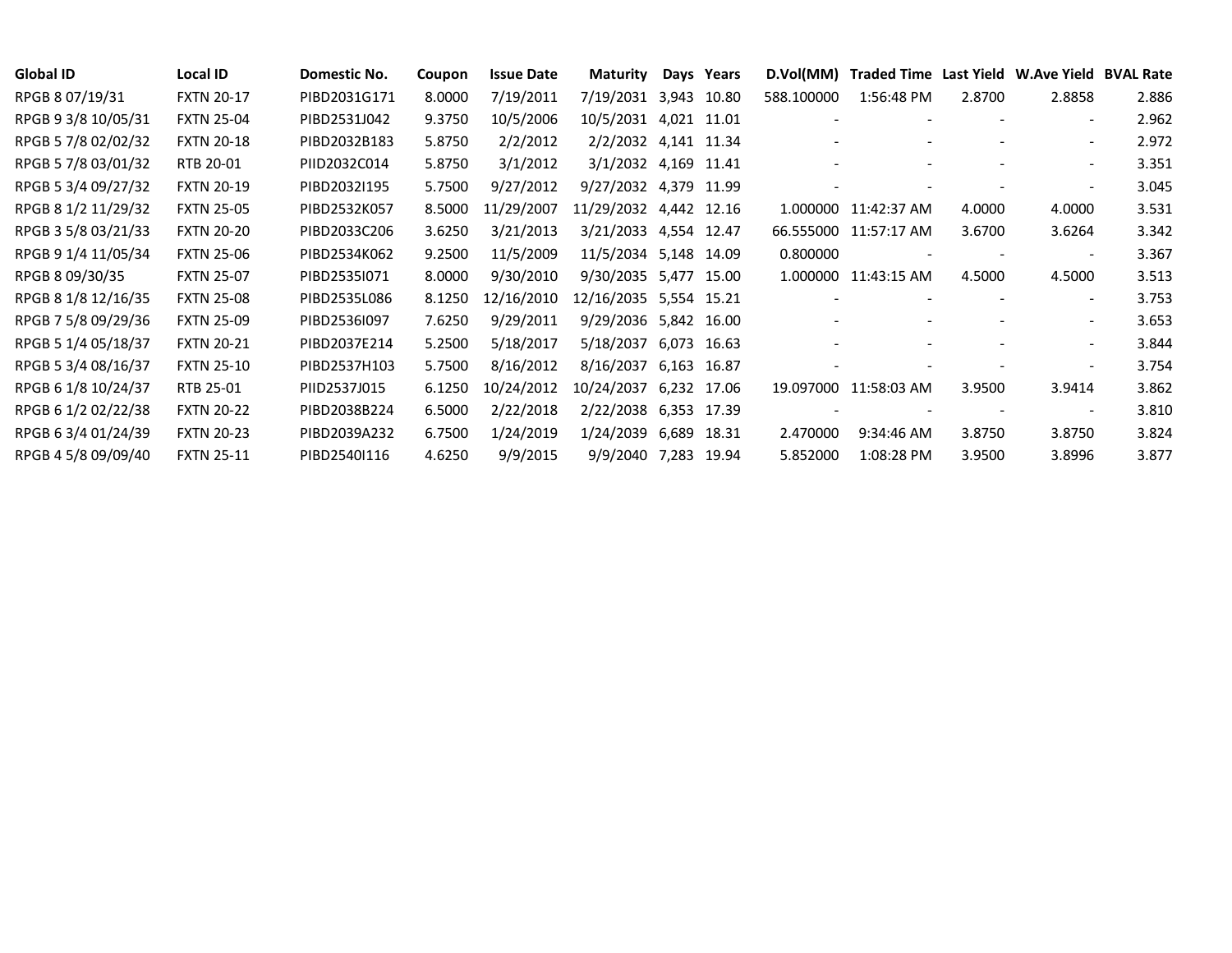| Global ID | Local ID | Domestic No. | Coupon | Issue Date | Maturity | Days | Years | D.Vol(MM) | Traded Time | Last Yield | W.Ave Yield | BVAL Rate |
|---|---|---|---|---|---|---|---|---|---|---|---|---|
| RPGB 8 07/19/31 | FXTN 20-17 | PIBD2031G171 | 8.0000 | 7/19/2011 | 7/19/2031 | 3,943 | 10.80 | 588.100000 | 1:56:48 PM | 2.8700 | 2.8858 | 2.886 |
| RPGB 9 3/8 10/05/31 | FXTN 25-04 | PIBD2531J042 | 9.3750 | 10/5/2006 | 10/5/2031 | 4,021 | 11.01 | - | - | - | - | 2.962 |
| RPGB 5 7/8 02/02/32 | FXTN 20-18 | PIBD2032B183 | 5.8750 | 2/2/2012 | 2/2/2032 | 4,141 | 11.34 | - | - | - | - | 2.972 |
| RPGB 5 7/8 03/01/32 | RTB 20-01 | PIID2032C014 | 5.8750 | 3/1/2012 | 3/1/2032 | 4,169 | 11.41 | - | - | - | - | 3.351 |
| RPGB 5 3/4 09/27/32 | FXTN 20-19 | PIBD2032I195 | 5.7500 | 9/27/2012 | 9/27/2032 | 4,379 | 11.99 | - | - | - | - | 3.045 |
| RPGB 8 1/2 11/29/32 | FXTN 25-05 | PIBD2532K057 | 8.5000 | 11/29/2007 | 11/29/2032 | 4,442 | 12.16 | 1.000000 | 11:42:37 AM | 4.0000 | 4.0000 | 3.531 |
| RPGB 3 5/8 03/21/33 | FXTN 20-20 | PIBD2033C206 | 3.6250 | 3/21/2013 | 3/21/2033 | 4,554 | 12.47 | 66.555000 | 11:57:17 AM | 3.6700 | 3.6264 | 3.342 |
| RPGB 9 1/4 11/05/34 | FXTN 25-06 | PIBD2534K062 | 9.2500 | 11/5/2009 | 11/5/2034 | 5,148 | 14.09 | 0.800000 | - | - | - | 3.367 |
| RPGB 8 09/30/35 | FXTN 25-07 | PIBD2535I071 | 8.0000 | 9/30/2010 | 9/30/2035 | 5,477 | 15.00 | 1.000000 | 11:43:15 AM | 4.5000 | 4.5000 | 3.513 |
| RPGB 8 1/8 12/16/35 | FXTN 25-08 | PIBD2535L086 | 8.1250 | 12/16/2010 | 12/16/2035 | 5,554 | 15.21 | - | - | - | - | 3.753 |
| RPGB 7 5/8 09/29/36 | FXTN 25-09 | PIBD2536I097 | 7.6250 | 9/29/2011 | 9/29/2036 | 5,842 | 16.00 | - | - | - | - | 3.653 |
| RPGB 5 1/4 05/18/37 | FXTN 20-21 | PIBD2037E214 | 5.2500 | 5/18/2017 | 5/18/2037 | 6,073 | 16.63 | - | - | - | - | 3.844 |
| RPGB 5 3/4 08/16/37 | FXTN 25-10 | PIBD2537H103 | 5.7500 | 8/16/2012 | 8/16/2037 | 6,163 | 16.87 | - | - | - | - | 3.754 |
| RPGB 6 1/8 10/24/37 | RTB 25-01 | PIID2537J015 | 6.1250 | 10/24/2012 | 10/24/2037 | 6,232 | 17.06 | 19.097000 | 11:58:03 AM | 3.9500 | 3.9414 | 3.862 |
| RPGB 6 1/2 02/22/38 | FXTN 20-22 | PIBD2038B224 | 6.5000 | 2/22/2018 | 2/22/2038 | 6,353 | 17.39 | - | - | - | - | 3.810 |
| RPGB 6 3/4 01/24/39 | FXTN 20-23 | PIBD2039A232 | 6.7500 | 1/24/2019 | 1/24/2039 | 6,689 | 18.31 | 2.470000 | 9:34:46 AM | 3.8750 | 3.8750 | 3.824 |
| RPGB 4 5/8 09/09/40 | FXTN 25-11 | PIBD2540I116 | 4.6250 | 9/9/2015 | 9/9/2040 | 7,283 | 19.94 | 5.852000 | 1:08:28 PM | 3.9500 | 3.8996 | 3.877 |